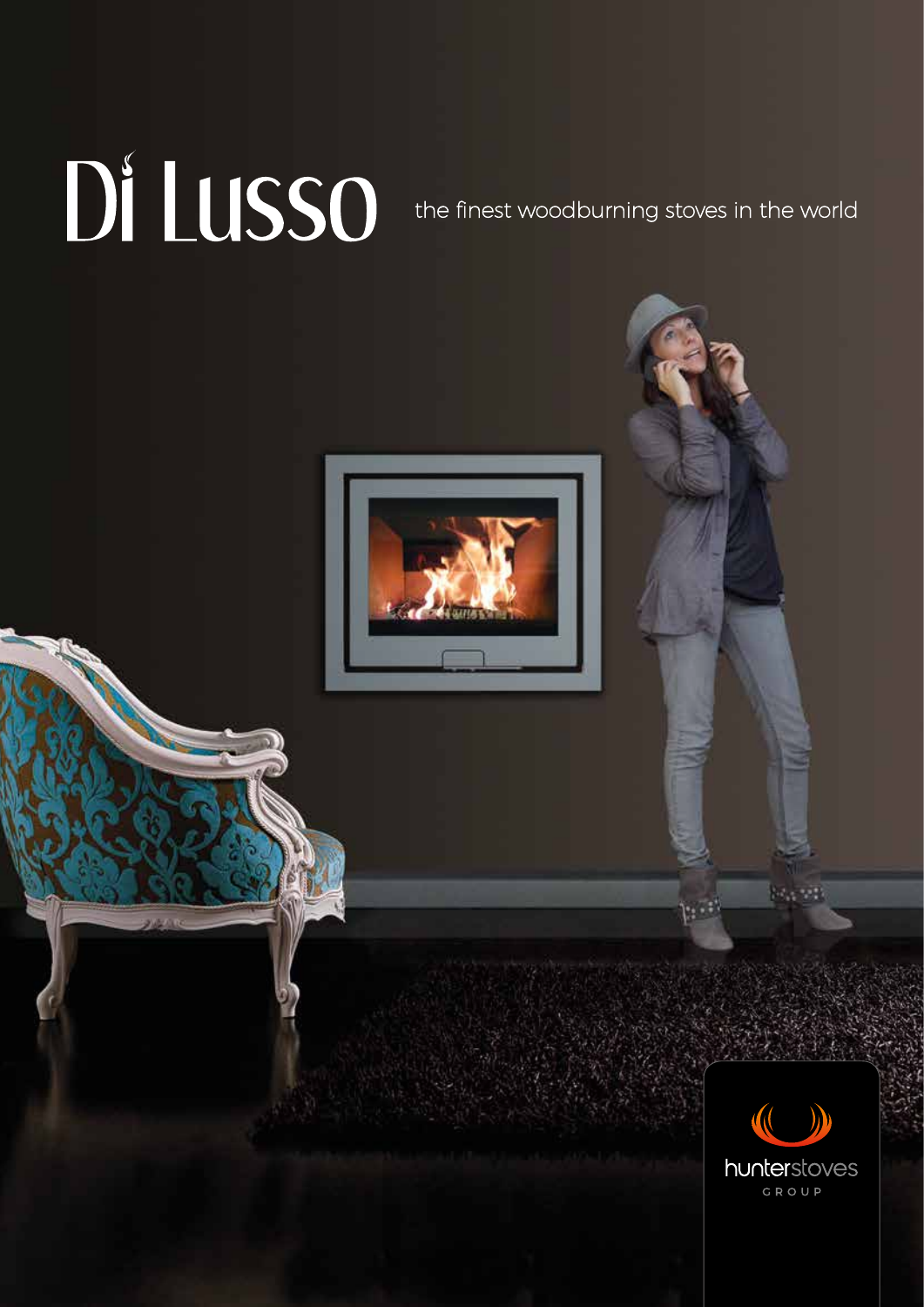# Di Lusso

the finest woodburning stoves in the world

hunterstoves
GROUP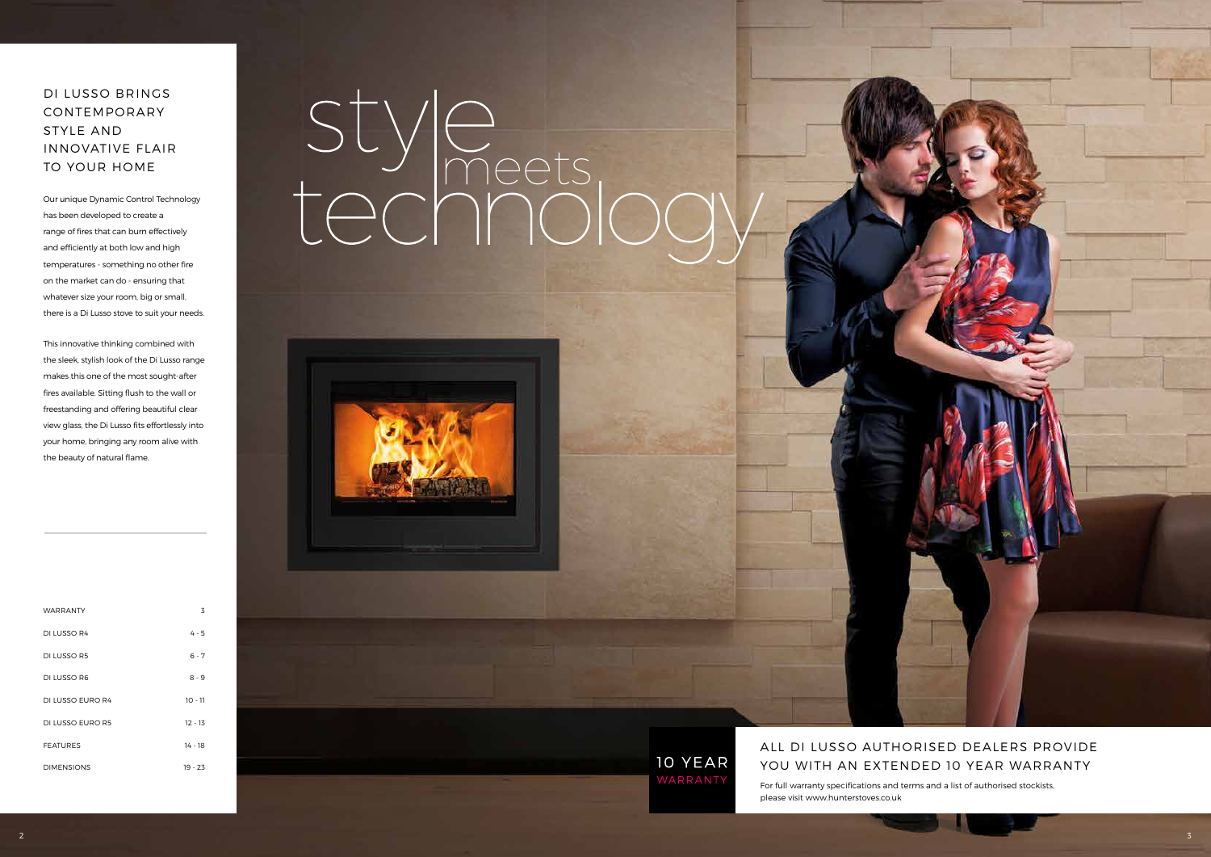## DI LUSSO BRINGS CONTEMPORARY STYLE AND INNOVATIVE FLAIR TO YOUR HOME

Our unique Dynamic Control Technology has been developed to create a range of fires that can burn effectively and efficiently at both low and high temperatures - something no other fire on the market can do - ensuring that whatever size your room, big or small, there is a Di Lusso stove to suit your needs.

This innovative thinking combined with the sleek, stylish look of the Di Lusso range makes this one of the most sought-after fires available. Sitting flush to the wall or freestanding and offering beautiful clear view glass, the Di Lusso fits effortlessly into your home, bringing any room alive with the beauty of natural flame.

| | |
|---|---|
| WARRANTY | 3 |
| DI LUSSO R4 | 4 - 5 |
| DI LUSSO R5 | 6 - 7 |
| DI LUSSO R6 | 8 - 9 |
| DI LUSSO EURO R4 | 10 - 11 |
| DI LUSSO EURO R5 | 12 - 13 |
| FEATURES | 14 - 18 |
| DIMENSIONS | 19 - 23 |

# style meets technology

10 YEAR WARRANTY

## ALL DI LUSSO AUTHORISED DEALERS PROVIDE YOU WITH AN EXTENDED 10 YEAR WARRANTY

For full warranty specifications and terms and a list of authorised stockists, please visit www.hunterstoves.co.uk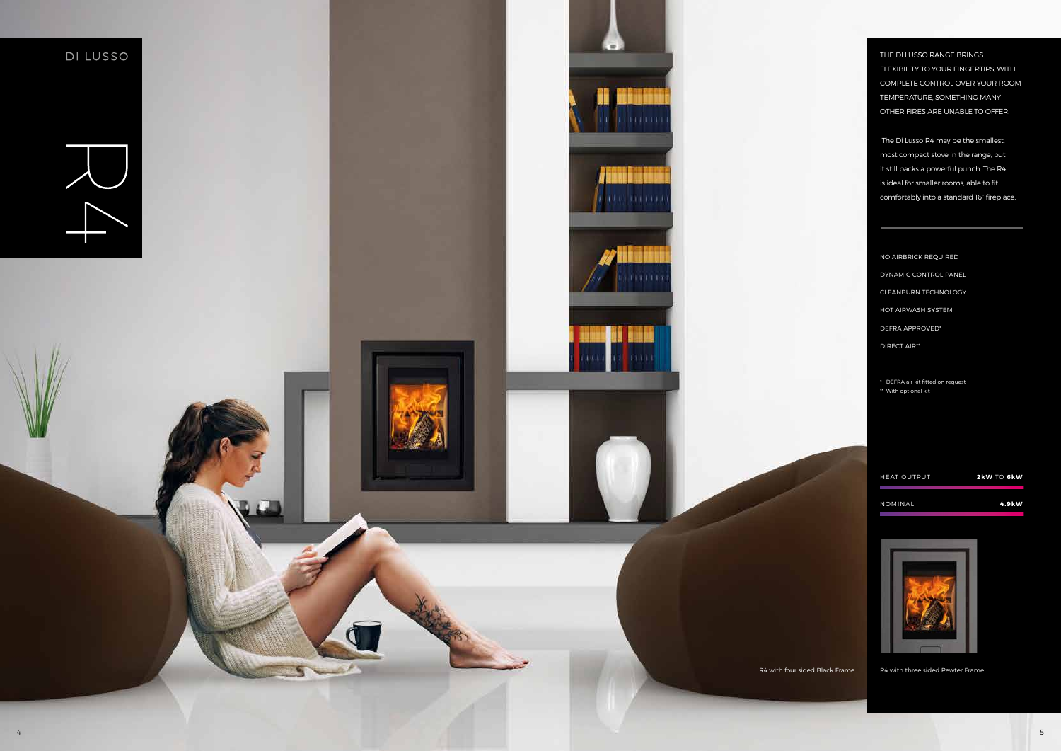# DI LUSSO

## R4

THE DI LUSSO RANGE BRINGS FLEXIBILITY TO YOUR FINGERTIPS, WITH COMPLETE CONTROL OVER YOUR ROOM TEMPERATURE, SOMETHING MANY OTHER FIRES ARE UNABLE TO OFFER.

The Di Lusso R4 may be the smallest, most compact stove in the range, but it still packs a powerful punch. The R4 is ideal for smaller rooms, able to fit comfortably into a standard 16" fireplace.

- NO AIRBRICK REQUIRED
- DYNAMIC CONTROL PANEL
- CLEANBURN TECHNOLOGY
- HOT AIRWASH SYSTEM
- DEFRA APPROVED*
- DIRECT AIR**

\* DEFRA air kit fitted on request
\*\* With optional kit

| HEAT OUTPUT | **2kW** TO **6kW** |
|---|---|
| NOMINAL | **4.9kW** |

R4 with four sided Black Frame

R4 with three sided Pewter Frame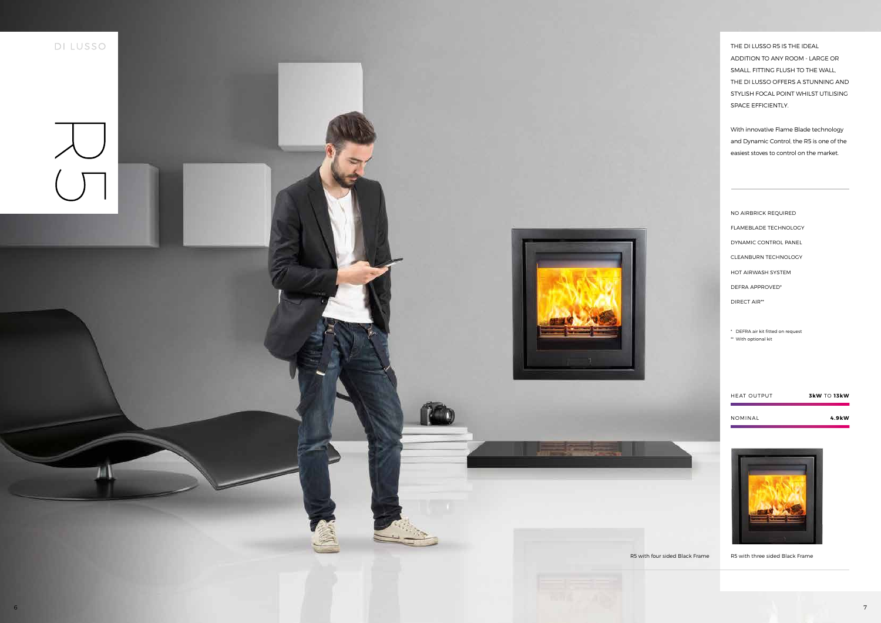DI LUSSO

# R5

THE DI LUSSO R5 IS THE IDEAL ADDITION TO ANY ROOM - LARGE OR SMALL. FITTING FLUSH TO THE WALL, THE DI LUSSO OFFERS A STUNNING AND STYLISH FOCAL POINT WHILST UTILISING SPACE EFFICIENTLY.

With innovative Flame Blade technology and Dynamic Control, the R5 is one of the easiest stoves to control on the market.

- NO AIRBRICK REQUIRED
- FLAMEBLADE TECHNOLOGY
- DYNAMIC CONTROL PANEL
- CLEANBURN TECHNOLOGY
- HOT AIRWASH SYSTEM
- DEFRA APPROVED*
- DIRECT AIR**

\* DEFRA air kit fitted on request
** With optional kit

| HEAT OUTPUT | **3kW** TO **13kW** |
|---|---|
| NOMINAL | **4.9kW** |

R5 with four sided Black Frame

R5 with three sided Black Frame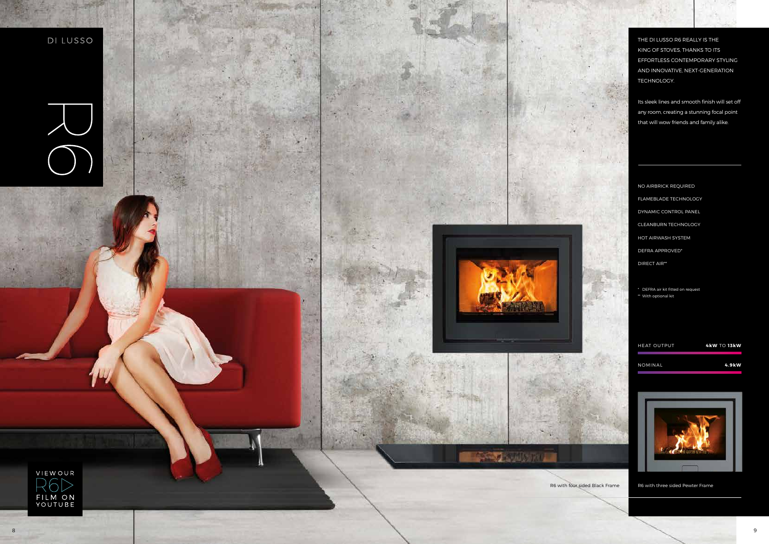# DI LUSSO

# R6

VIEW OUR R6 FILM ON YOUTUBE

THE DI LUSSO R6 REALLY IS THE KING OF STOVES, THANKS TO ITS EFFORTLESS CONTEMPORARY STYLING AND INNOVATIVE, NEXT-GENERATION TECHNOLOGY.

Its sleek lines and smooth finish will set off any room, creating a stunning focal point that will wow friends and family alike.

- NO AIRBRICK REQUIRED
- FLAMEBLADE TECHNOLOGY
- DYNAMIC CONTROL PANEL
- CLEANBURN TECHNOLOGY
- HOT AIRWASH SYSTEM
- DEFRA APPROVED*
- DIRECT AIR**

\* DEFRA air kit fitted on request
\** With optional kit

| HEAT OUTPUT | **4kW** TO **13kW** |
|---|---|
| NOMINAL | **4.9kW** |

R6 with four sided Black Frame

R6 with three sided Pewter Frame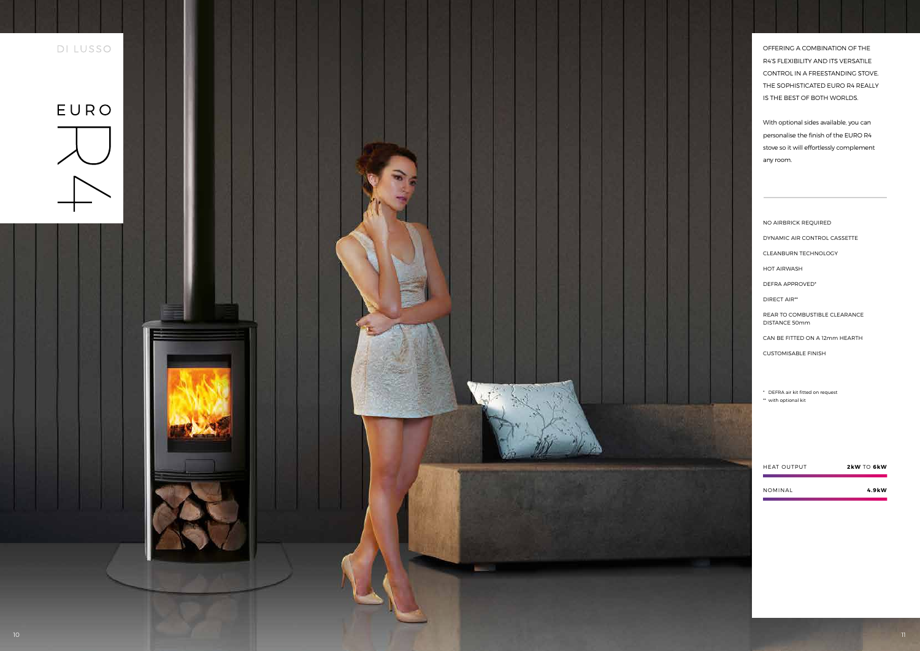DI LUSSO

# EURO R4

OFFERING A COMBINATION OF THE R4'S FLEXIBILITY AND ITS VERSATILE CONTROL IN A FREESTANDING STOVE. THE SOPHISTICATED EURO R4 REALLY IS THE BEST OF BOTH WORLDS.

With optional sides available, you can personalise the finish of the EURO R4 stove so it will effortlessly complement any room.

---

NO AIRBRICK REQUIRED

DYNAMIC AIR CONTROL CASSETTE

CLEANBURN TECHNOLOGY

HOT AIRWASH

DEFRA APPROVED*

DIRECT AIR**

REAR TO COMBUSTIBLE CLEARANCE DISTANCE 50mm

CAN BE FITTED ON A 12mm HEARTH

CUSTOMISABLE FINISH

\* DEFRA air kit fitted on request
\*\* with optional kit

| HEAT OUTPUT | **2kW** TO **6kW** |
|---|---|
| NOMINAL | **4.9kW** |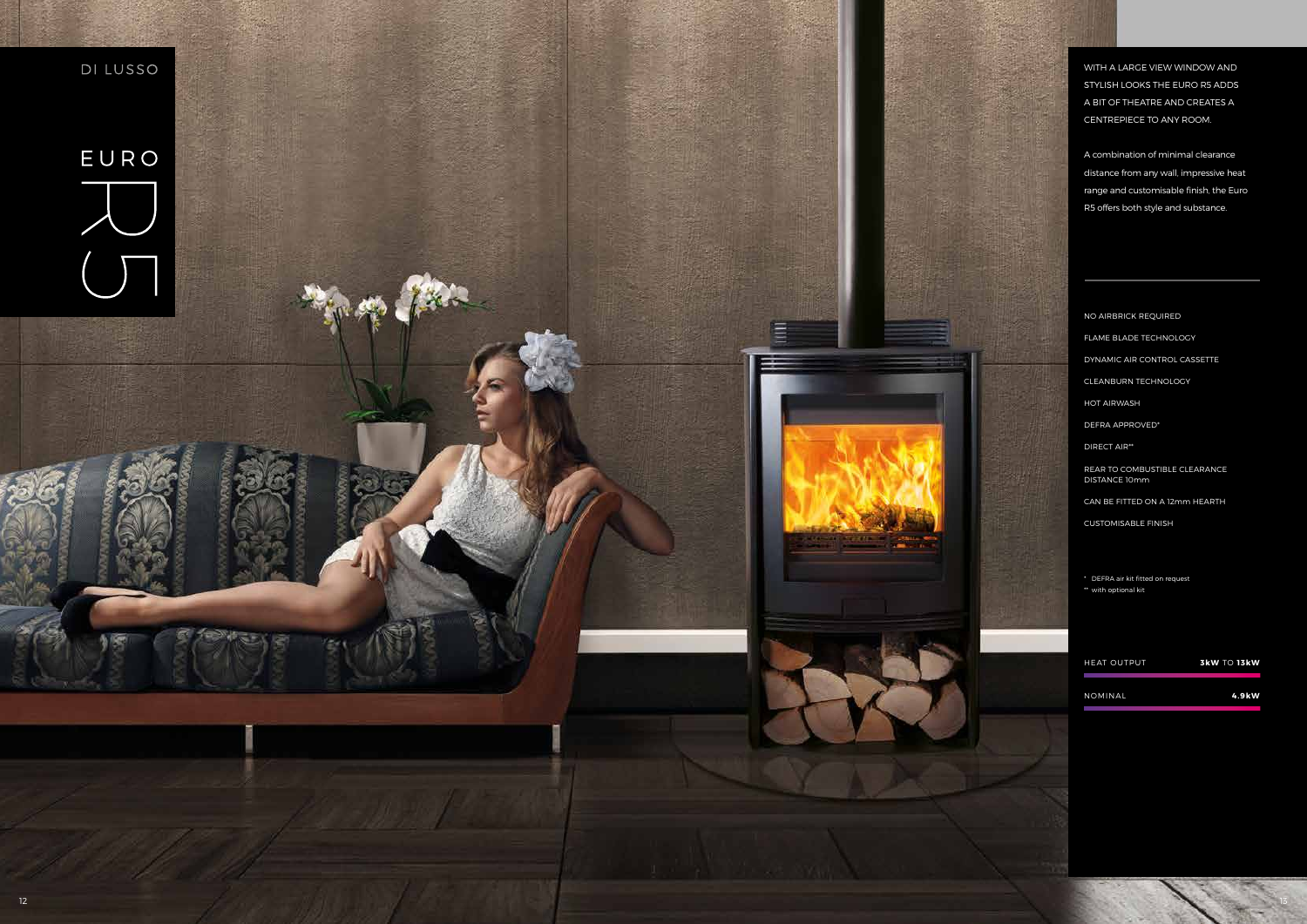DI LUSSO

# EURO R5

WITH A LARGE VIEW WINDOW AND STYLISH LOOKS THE EURO R5 ADDS A BIT OF THEATRE AND CREATES A CENTREPIECE TO ANY ROOM.

A combination of minimal clearance distance from any wall, impressive heat range and customisable finish, the Euro R5 offers both style and substance.

- NO AIRBRICK REQUIRED
- FLAME BLADE TECHNOLOGY
- DYNAMIC AIR CONTROL CASSETTE
- CLEANBURN TECHNOLOGY
- HOT AIRWASH
- DEFRA APPROVED*
- DIRECT AIR**
- REAR TO COMBUSTIBLE CLEARANCE DISTANCE 10mm
- CAN BE FITTED ON A 12mm HEARTH
- CUSTOMISABLE FINISH

\* DEFRA air kit fitted on request
\** with optional kit

| | |
|---|---|
| HEAT OUTPUT | **3kW** TO **13kW** |
| NOMINAL | **4.9kW** |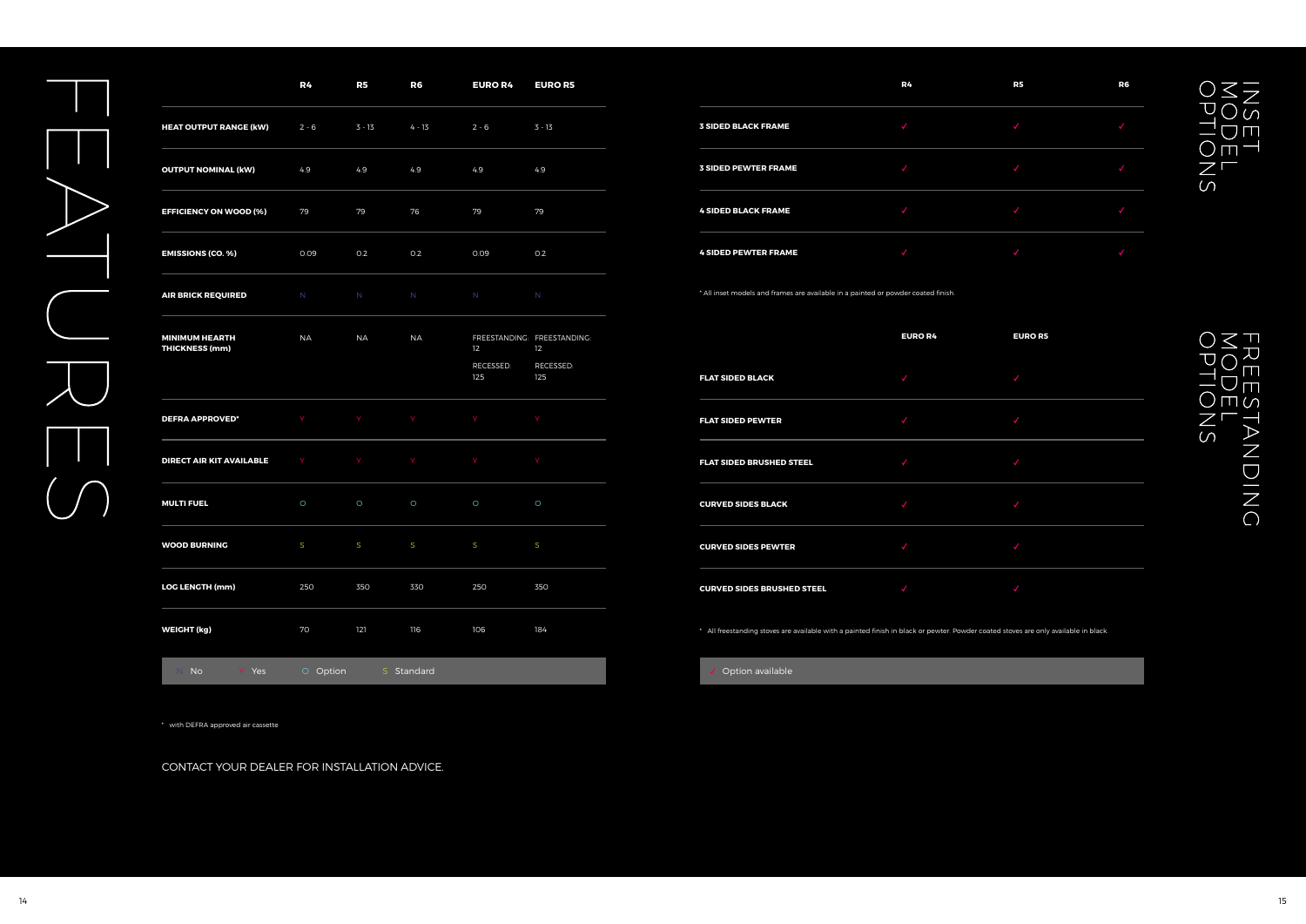# FEATURES

| | R4 | R5 | R6 | EURO R4 | EURO R5 |
|---|---|---|---|---|---|
| **HEAT OUTPUT RANGE (kW)** | 2 - 6 | 3 - 13 | 4 - 13 | 2 - 6 | 3 - 13 |
| **OUTPUT NOMINAL (kW)** | 4.9 | 4.9 | 4.9 | 4.9 | 4.9 |
| **EFFICIENCY ON WOOD (%)** | 79 | 79 | 76 | 79 | 79 |
| **EMISSIONS (CO. %)** | 0.09 | 0.2 | 0.2 | 0.09 | 0.2 |
| **AIR BRICK REQUIRED** | N | N | N | N | N |
| **MINIMUM HEARTH THICKNESS (mm)** | NA | NA | NA | FREESTANDING: 12<br>RECESSED: 125 | FREESTANDING: 12<br>RECESSED: 125 |
| **DEFRA APPROVED*** | Y | Y | Y | Y | Y |
| **DIRECT AIR KIT AVAILABLE** | Y | Y | Y | Y | Y |
| **MULTI FUEL** | O | O | O | O | O |
| **WOOD BURNING** | S | S | S | S | S |
| **LOG LENGTH (mm)** | 250 | 350 | 330 | 250 | 350 |
| **WEIGHT (kg)** | 70 | 121 | 116 | 106 | 184 |

N No Y Yes O Option S Standard

* with DEFRA approved air cassette

CONTACT YOUR DEALER FOR INSTALLATION ADVICE.

## INSET MODEL OPTIONS

| | R4 | R5 | R6 |
|---|---|---|---|
| **3 SIDED BLACK FRAME** | ✓ | ✓ | ✓ |
| **3 SIDED PEWTER FRAME** | ✓ | ✓ | ✓ |
| **4 SIDED BLACK FRAME** | ✓ | ✓ | ✓ |
| **4 SIDED PEWTER FRAME** | ✓ | ✓ | ✓ |

* All inset models and frames are available in a painted or powder coated finish

## FREESTANDING MODEL OPTIONS

| | EURO R4 | EURO R5 |
|---|---|---|
| **FLAT SIDED BLACK** | ✓ | ✓ |
| **FLAT SIDED PEWTER** | ✓ | ✓ |
| **FLAT SIDED BRUSHED STEEL** | ✓ | ✓ |
| **CURVED SIDES BLACK** | ✓ | ✓ |
| **CURVED SIDES PEWTER** | ✓ | ✓ |
| **CURVED SIDES BRUSHED STEEL** | ✓ | ✓ |

* All freestanding stoves are available with a painted finish in black or pewter. Powder coated stoves are only available in black

✓ Option available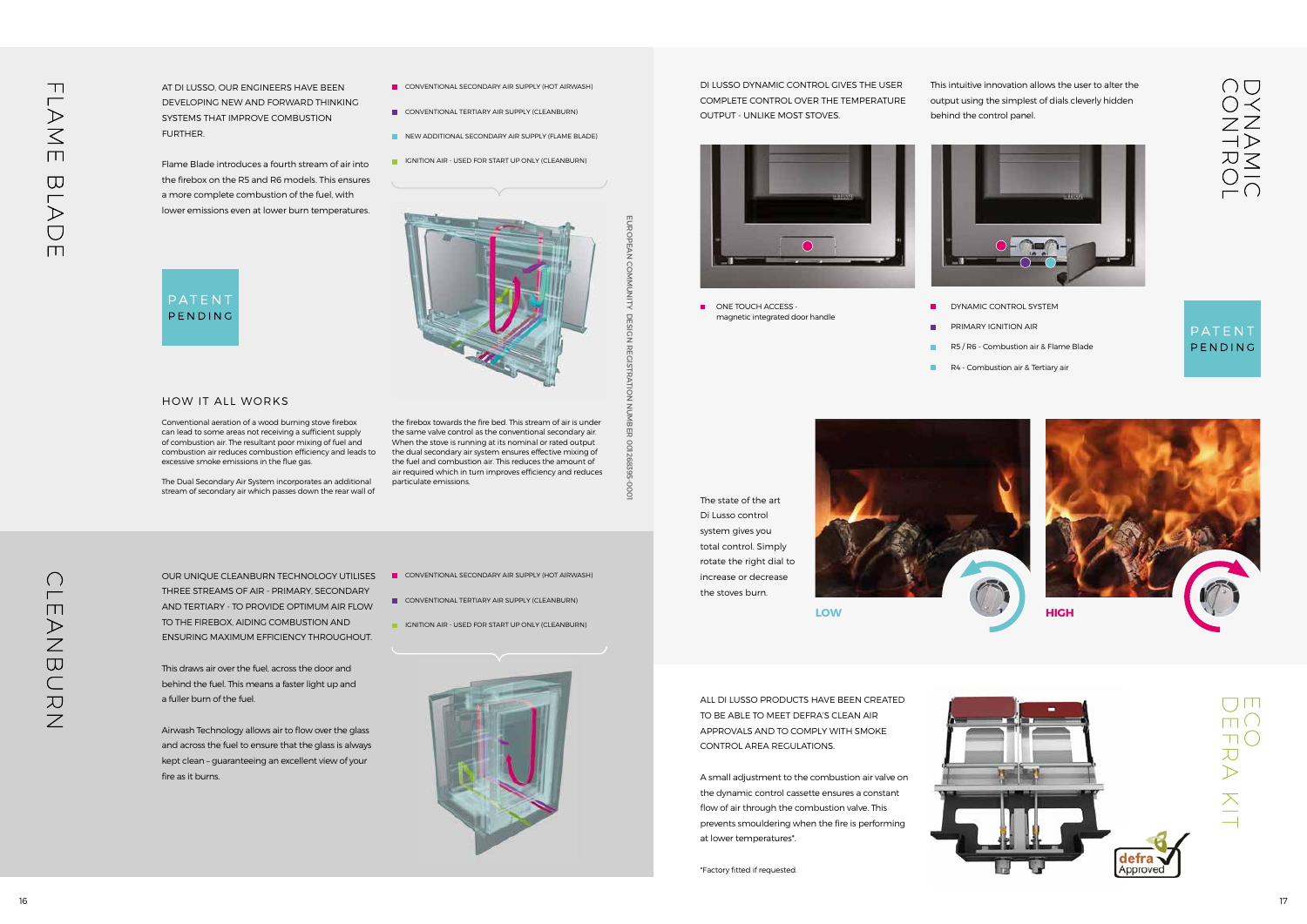# FLAME BLADE

AT DI LUSSO, OUR ENGINEERS HAVE BEEN DEVELOPING NEW AND FORWARD THINKING SYSTEMS THAT IMPROVE COMBUSTION FURTHER.

Flame Blade introduces a fourth stream of air into the firebox on the R5 and R6 models. This ensures a more complete combustion of the fuel, with lower emissions even at lower burn temperatures.

PATENT PENDING

- CONVENTIONAL SECONDARY AIR SUPPLY (HOT AIRWASH)
- CONVENTIONAL TERTIARY AIR SUPPLY (CLEANBURN)
- NEW ADDITIONAL SECONDARY AIR SUPPLY (FLAME BLADE)
- IGNITION AIR - USED FOR START UP ONLY (CLEANBURN)

## HOW IT ALL WORKS

Conventional aeration of a wood burning stove firebox can lead to some areas not receiving a sufficient supply of combustion air. The resultant poor mixing of fuel and combustion air reduces combustion efficiency and leads to excessive smoke emissions in the flue gas.

The Dual Secondary Air System incorporates an additional stream of secondary air which passes down the rear wall of the firebox towards the fire bed. This stream of air is under the same valve control as the conventional secondary air. When the stove is running at its nominal or rated output the dual secondary air system ensures effective mixing of the fuel and combustion air. This reduces the amount of air required which in turn improves efficiency and reduces particulate emissions.

EUROPEAN COMMUNITY DESIGN REGISTRATION NUMBER 002683595-0001

# CLEANBURN

OUR UNIQUE CLEANBURN TECHNOLOGY UTILISES THREE STREAMS OF AIR - PRIMARY, SECONDARY AND TERTIARY - TO PROVIDE OPTIMUM AIR FLOW TO THE FIREBOX, AIDING COMBUSTION AND ENSURING MAXIMUM EFFICIENCY THROUGHOUT.

This draws air over the fuel, across the door and behind the fuel. This means a faster light up and a fuller burn of the fuel.

Airwash Technology allows air to flow over the glass and across the fuel to ensure that the glass is always kept clean – guaranteeing an excellent view of your fire as it burns.

- CONVENTIONAL SECONDARY AIR SUPPLY (HOT AIRWASH)
- CONVENTIONAL TERTIARY AIR SUPPLY (CLEANBURN)
- IGNITION AIR - USED FOR START UP ONLY (CLEANBURN)

# DYNAMIC CONTROL

DI LUSSO DYNAMIC CONTROL GIVES THE USER COMPLETE CONTROL OVER THE TEMPERATURE OUTPUT - UNLIKE MOST STOVES.

This intuitive innovation allows the user to alter the output using the simplest of dials cleverly hidden behind the control panel.

- ONE TOUCH ACCESS - magnetic integrated door handle

- DYNAMIC CONTROL SYSTEM
- PRIMARY IGNITION AIR
- R5 / R6 - Combustion air & Flame Blade
- R4 - Combustion air & Tertiary air

PATENT PENDING

The state of the art Di Lusso control system gives you total control. Simply rotate the right dial to increase or decrease the stoves burn.

LOW

HIGH

# ECO DEFRA KIT

ALL DI LUSSO PRODUCTS HAVE BEEN CREATED TO BE ABLE TO MEET DEFRA'S CLEAN AIR APPROVALS AND TO COMPLY WITH SMOKE CONTROL AREA REGULATIONS.

A small adjustment to the combustion air valve on the dynamic control cassette ensures a constant flow of air through the combustion valve. This prevents smouldering when the fire is performing at lower temperatures*.

*Factory fitted if requested.

defra Approved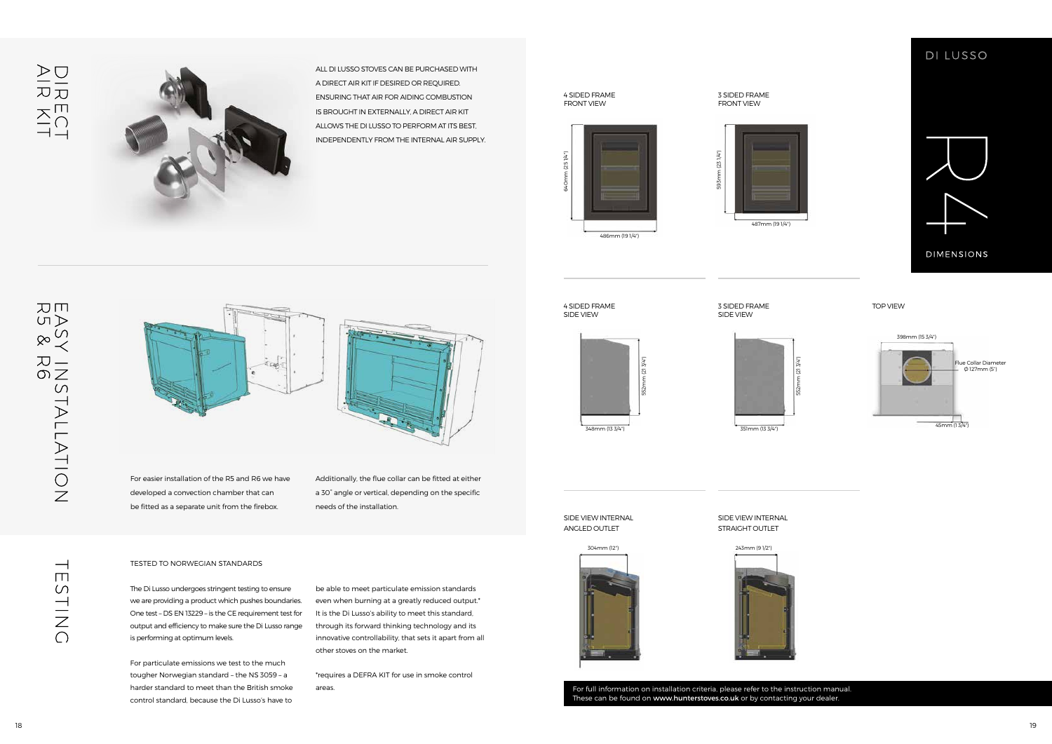# DIRECT AIR KIT

ALL DI LUSSO STOVES CAN BE PURCHASED WITH A DIRECT AIR KIT IF DESIRED OR REQUIRED. ENSURING THAT AIR FOR AIDING COMBUSTION IS BROUGHT IN EXTERNALLY, A DIRECT AIR KIT ALLOWS THE DI LUSSO TO PERFORM AT ITS BEST, INDEPENDENTLY FROM THE INTERNAL AIR SUPPLY.

# EASY INSTALLATION R5 & R6

For easier installation of the R5 and R6 we have developed a convection chamber that can be fitted as a separate unit from the firebox.

Additionally, the flue collar can be fitted at either a 30˚ angle or vertical, depending on the specific needs of the installation.

# TESTING

TESTED TO NORWEGIAN STANDARDS

The Di Lusso undergoes stringent testing to ensure we are providing a product which pushes boundaries. One test – DS EN 13229 – is the CE requirement test for output and efficiency to make sure the Di Lusso range is performing at optimum levels.

For particulate emissions we test to the much tougher Norwegian standard – the NS 3059 – a harder standard to meet than the British smoke control standard, because the Di Lusso's have to be able to meet particulate emission standards even when burning at a greatly reduced output.* It is the Di Lusso's ability to meet this standard, through its forward thinking technology and its innovative controllability, that sets it apart from all other stoves on the market.

*requires a DEFRA KIT for use in smoke control areas.

# DI LUSSO R4 DIMENSIONS

4 SIDED FRAME FRONT VIEW

640mm (25 1/4") — 486mm (19 1/4")

3 SIDED FRAME FRONT VIEW

593mm (23 1/4") — 487mm (19 1/4")

4 SIDED FRAME SIDE VIEW

552mm (21 3/4") — 348mm (13 3/4")

3 SIDED FRAME SIDE VIEW

552mm (21 3/4") — 351mm (13 3/4")

TOP VIEW

398mm (15 3/4") — Flue Collar Diameter Ø 127mm (5") — 45mm (1 3/4")

SIDE VIEW INTERNAL ANGLED OUTLET

304mm (12")

SIDE VIEW INTERNAL STRAIGHT OUTLET

243mm (9 1/2")

For full information on installation criteria, please refer to the instruction manual. These can be found on www.hunterstoves.co.uk or by contacting your dealer.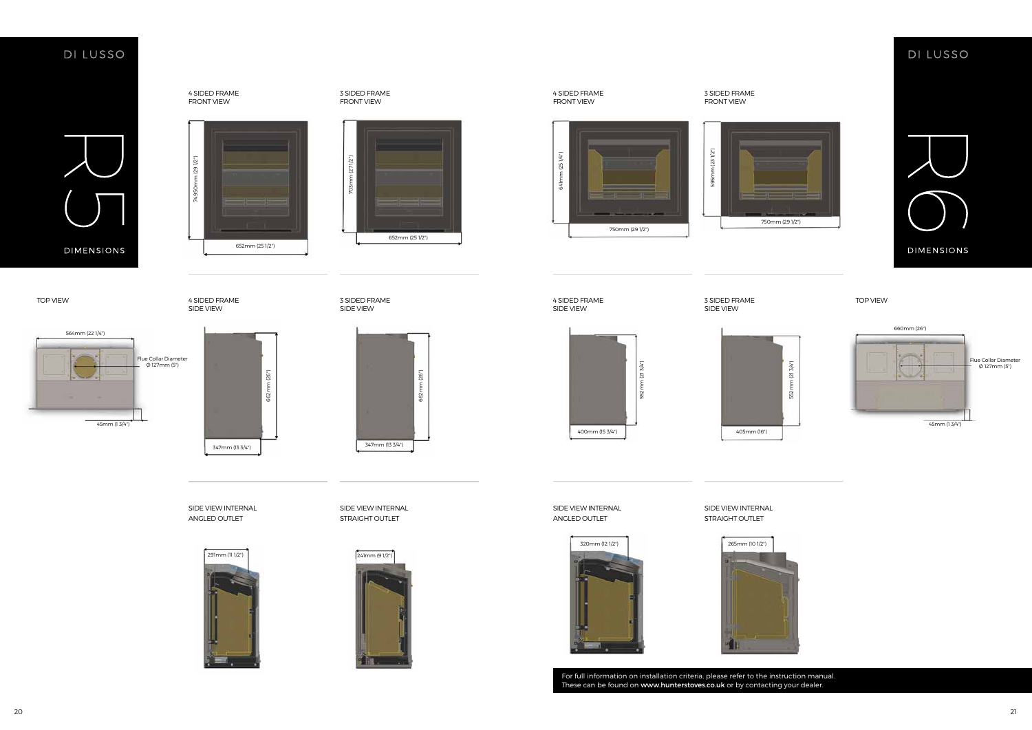# DI LUSSO R5 DIMENSIONS

4 SIDED FRAME
FRONT VIEW

749.50mm (29 1/2")

652mm (25 1/2")

3 SIDED FRAME
FRONT VIEW

703mm (27 1/2")

652mm (25 1/2")

TOP VIEW

564mm (22 1/4")

Flue Collar Diameter
Ø 127mm (5")

45mm (1 3/4")

4 SIDED FRAME
SIDE VIEW

662mm (26")

347mm (13 3/4")

3 SIDED FRAME
SIDE VIEW

662mm (26")

347mm (13 3/4")

SIDE VIEW INTERNAL
ANGLED OUTLET

291mm (11 1/2")

SIDE VIEW INTERNAL
STRAIGHT OUTLET

241mm (9 1/2")

# DI LUSSO R6 DIMENSIONS

4 SIDED FRAME
FRONT VIEW

641mm (25 1/4")

750mm (29 1/2")

3 SIDED FRAME
FRONT VIEW

595mm (23 1/2")

750mm (29 1/2")

4 SIDED FRAME
SIDE VIEW

552mm (21 3/4")

400mm (15 3/4")

3 SIDED FRAME
SIDE VIEW

552mm (21 3/4")

405mm (16")

TOP VIEW

660mm (26")

Flue Collar Diameter
Ø 127mm (5")

45mm (1 3/4")

SIDE VIEW INTERNAL
ANGLED OUTLET

320mm (12 1/2")

SIDE VIEW INTERNAL
STRAIGHT OUTLET

265mm (10 1/2")

For full information on installation criteria, please refer to the instruction manual.
These can be found on **www.hunterstoves.co.uk** or by contacting your dealer.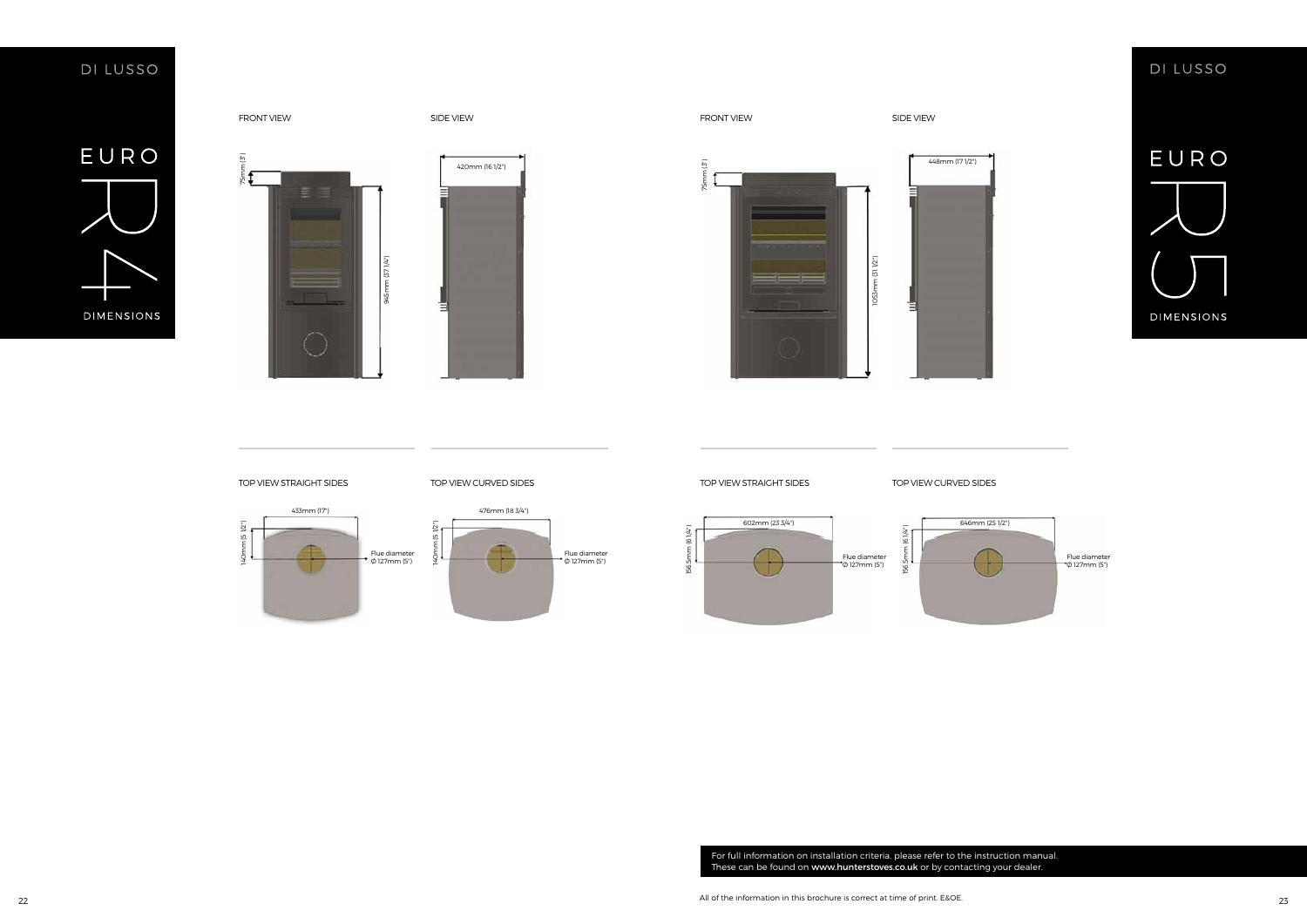DI LUSSO

# EURO R4

DIMENSIONS

FRONT VIEW

75mm (3")

945mm (37 1/4")

SIDE VIEW

420mm (16 1/2")

TOP VIEW STRAIGHT SIDES

433mm (17")

140mm (5 1/2")

Flue diameter Ø 127mm (5")

TOP VIEW CURVED SIDES

476mm (18 3/4")

140mm (5 1/2")

Flue diameter Ø 127mm (5")

DI LUSSO

# EURO R5

DIMENSIONS

FRONT VIEW

75mm (3")

1053mm (31 1/2")

SIDE VIEW

448mm (17 1/2")

TOP VIEW STRAIGHT SIDES

602mm (23 3/4")

156.5mm (6 1/4")

Flue diameter Ø 127mm (5")

TOP VIEW CURVED SIDES

646mm (25 1/2")

156.5mm (6 1/4")

Flue diameter Ø 127mm (5")

For full information on installation criteria, please refer to the instruction manual. These can be found on **www.hunterstoves.co.uk** or by contacting your dealer.

All of the information in this brochure is correct at time of print. E&OE.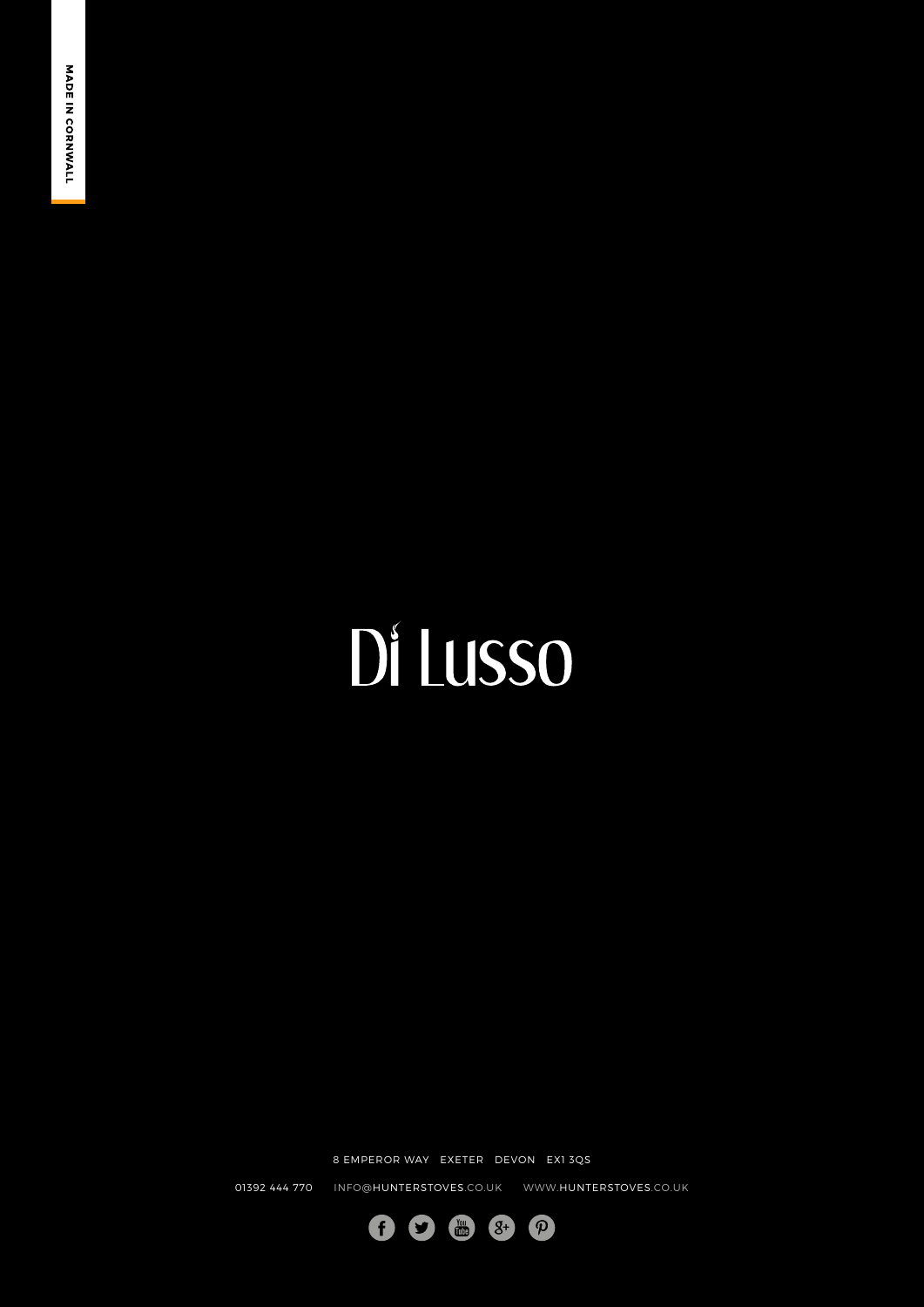MADE IN CORNWALL

# Di Lusso

8 EMPEROR WAY EXETER DEVON EX1 3QS

01392 444 770 INFO@HUNTERSTOVES.CO.UK WWW.HUNTERSTOVES.CO.UK